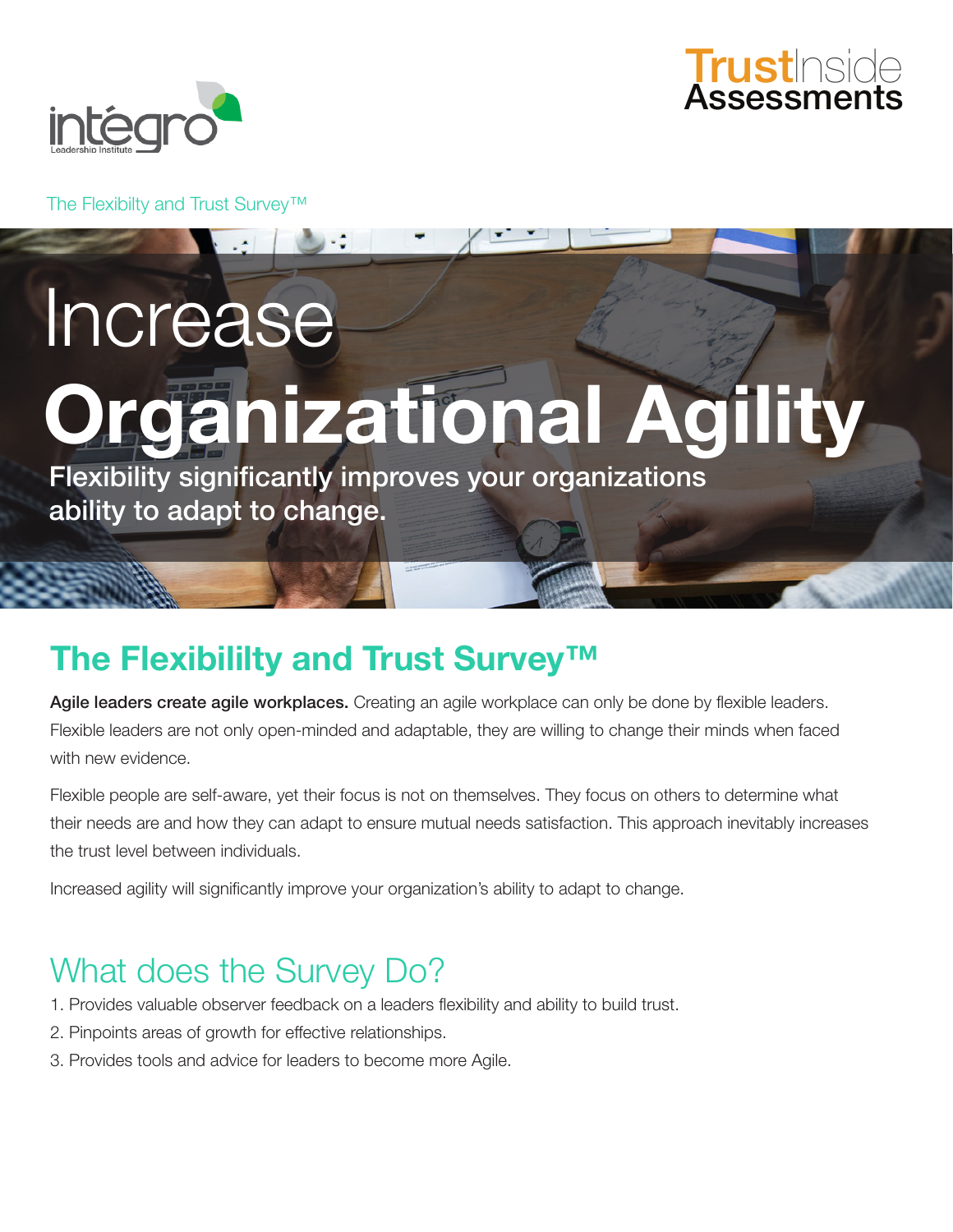intégro
Leadership Institute

TrustInside
Assessments

The Flexibilty and Trust Survey™

# Increase Organizational Agility

**Flexibility significantly improves your organizations ability to adapt to change.**

## The Flexibililty and Trust Survey™

**Agile leaders create agile workplaces.** Creating an agile workplace can only be done by flexible leaders. Flexible leaders are not only open-minded and adaptable, they are willing to change their minds when faced with new evidence.

Flexible people are self-aware, yet their focus is not on themselves. They focus on others to determine what their needs are and how they can adapt to ensure mutual needs satisfaction. This approach inevitably increases the trust level between individuals.

Increased agility will significantly improve your organization's ability to adapt to change.

## What does the Survey Do?

1. Provides valuable observer feedback on a leaders flexibility and ability to build trust.
2. Pinpoints areas of growth for effective relationships.
3. Provides tools and advice for leaders to become more Agile.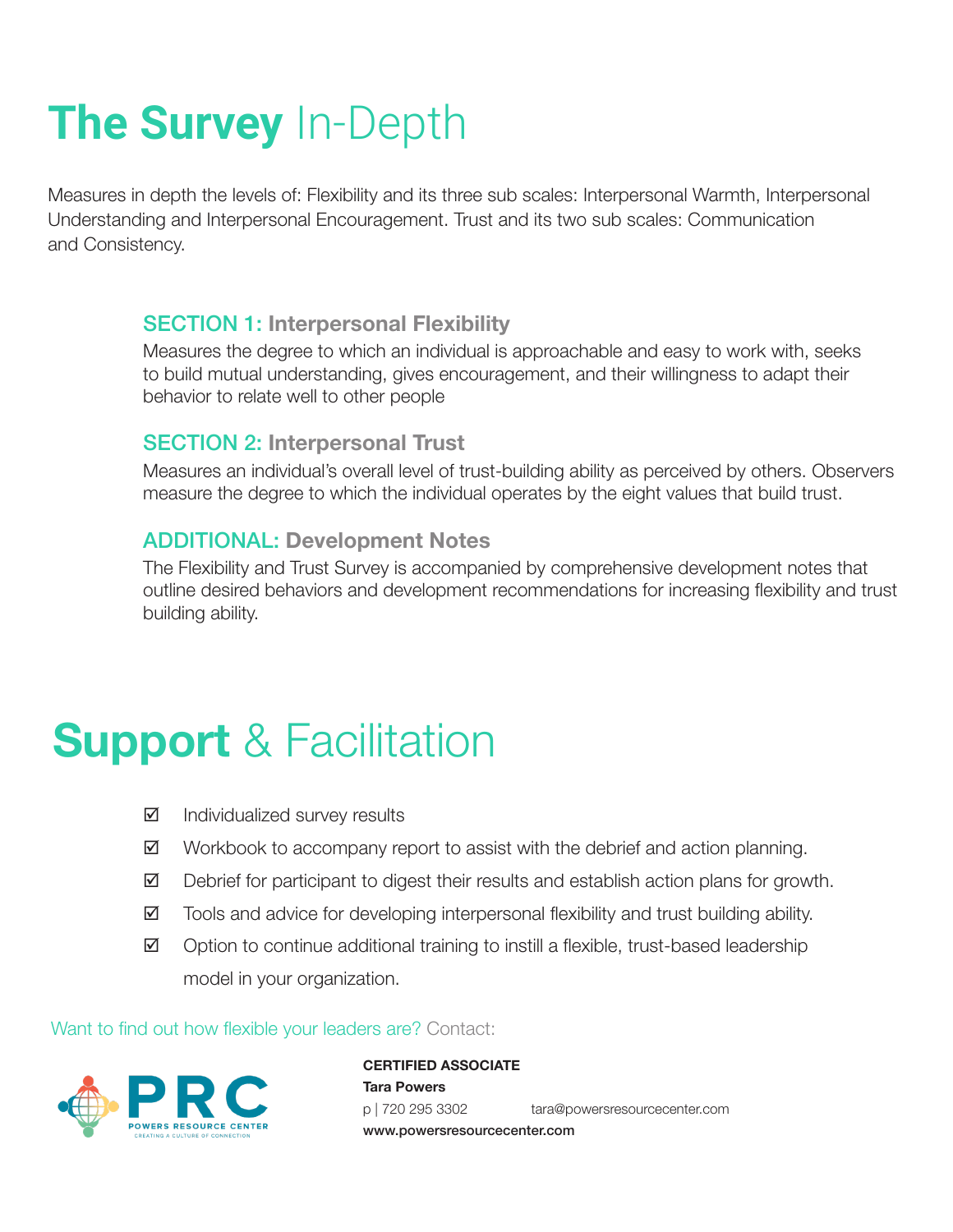# **The Survey** In-Depth

Measures in depth the levels of: Flexibility and its three sub scales: Interpersonal Warmth, Interpersonal Understanding and Interpersonal Encouragement. Trust and its two sub scales: Communication and Consistency.

### SECTION 1: **Interpersonal Flexibility**

Measures the degree to which an individual is approachable and easy to work with, seeks to build mutual understanding, gives encouragement, and their willingness to adapt their behavior to relate well to other people

### SECTION 2: **Interpersonal Trust**

Measures an individual's overall level of trust-building ability as perceived by others. Observers measure the degree to which the individual operates by the eight values that build trust.

### ADDITIONAL: **Development Notes**

The Flexibility and Trust Survey is accompanied by comprehensive development notes that outline desired behaviors and development recommendations for increasing flexibility and trust building ability.

# **Support** & Facilitation

- ☑ Individualized survey results
- ☑ Workbook to accompany report to assist with the debrief and action planning.
- ☑ Debrief for participant to digest their results and establish action plans for growth.
- ☑ Tools and advice for developing interpersonal flexibility and trust building ability.
- ☑ Option to continue additional training to instill a flexible, trust-based leadership model in your organization.

Want to find out how flexible your leaders are? Contact:

PRC
POWERS RESOURCE CENTER
CREATING A CULTURE OF CONNECTION

**CERTIFIED ASSOCIATE**
**Tara Powers**
p | 720 295 3302 tara@powersresourcecenter.com
**www.powersresourcecenter.com**